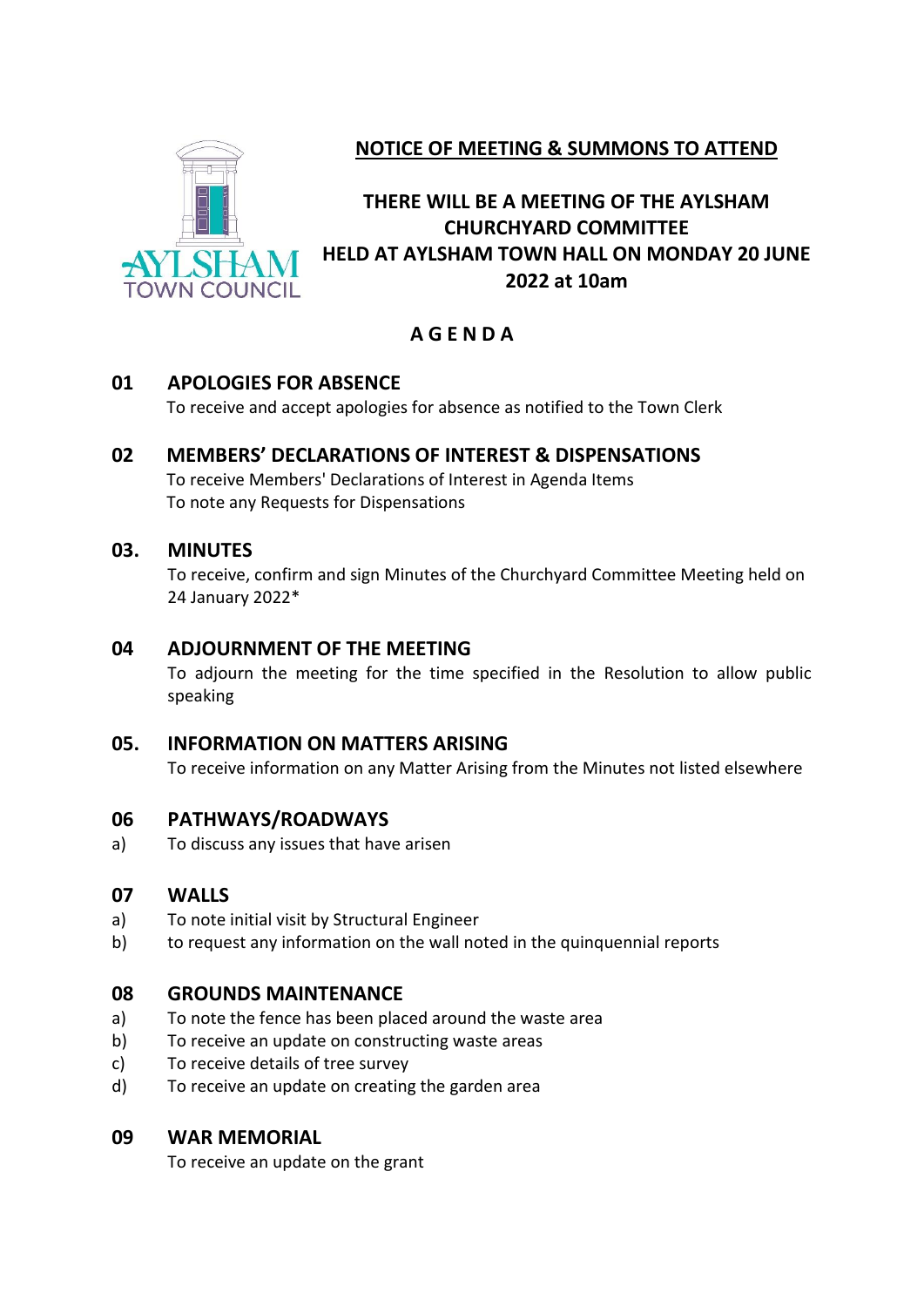**NOTICE OF MEETING & SUMMONS TO ATTEND**

**THERE WILL BE A MEETING OF THE AYLSHAM CHURCHYARD COMMITTEE HELD AT AYLSHAM TOWN HALL ON MONDAY 20 JUNE 2022 at 10am**

## A G E N D A

### 01 APOLOGIES FOR ABSENCE

To receive and accept apologies for absence as notified to the Town Clerk

### 02 MEMBERS' DECLARATIONS OF INTEREST & DISPENSATIONS

To receive Members' Declarations of Interest in Agenda Items
To note any Requests for Dispensations

### 03. MINUTES

To receive, confirm and sign Minutes of the Churchyard Committee Meeting held on 24 January 2022*

### 04 ADJOURNMENT OF THE MEETING

To adjourn the meeting for the time specified in the Resolution to allow public speaking

### 05. INFORMATION ON MATTERS ARISING

To receive information on any Matter Arising from the Minutes not listed elsewhere

### 06 PATHWAYS/ROADWAYS

a) To discuss any issues that have arisen

### 07 WALLS

a) To note initial visit by Structural Engineer
b) to request any information on the wall noted in the quinquennial reports

### 08 GROUNDS MAINTENANCE

a) To note the fence has been placed around the waste area
b) To receive an update on constructing waste areas
c) To receive details of tree survey
d) To receive an update on creating the garden area

### 09 WAR MEMORIAL

To receive an update on the grant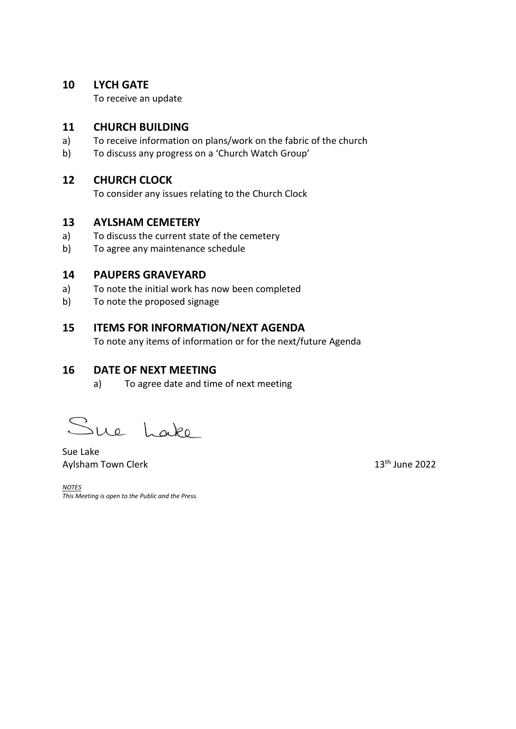## 10 LYCH GATE

To receive an update

## 11 CHURCH BUILDING

a) To receive information on plans/work on the fabric of the church

b) To discuss any progress on a 'Church Watch Group'

## 12 CHURCH CLOCK

To consider any issues relating to the Church Clock

## 13 AYLSHAM CEMETERY

a) To discuss the current state of the cemetery

b) To agree any maintenance schedule

## 14 PAUPERS GRAVEYARD

a) To note the initial work has now been completed

b) To note the proposed signage

## 15 ITEMS FOR INFORMATION/NEXT AGENDA

To note any items of information or for the next/future Agenda

## 16 DATE OF NEXT MEETING

a) To agree date and time of next meeting

Sue Lake

Sue Lake
Aylsham Town Clerk

13th June 2022

*NOTES*
*This Meeting is open to the Public and the Press.*